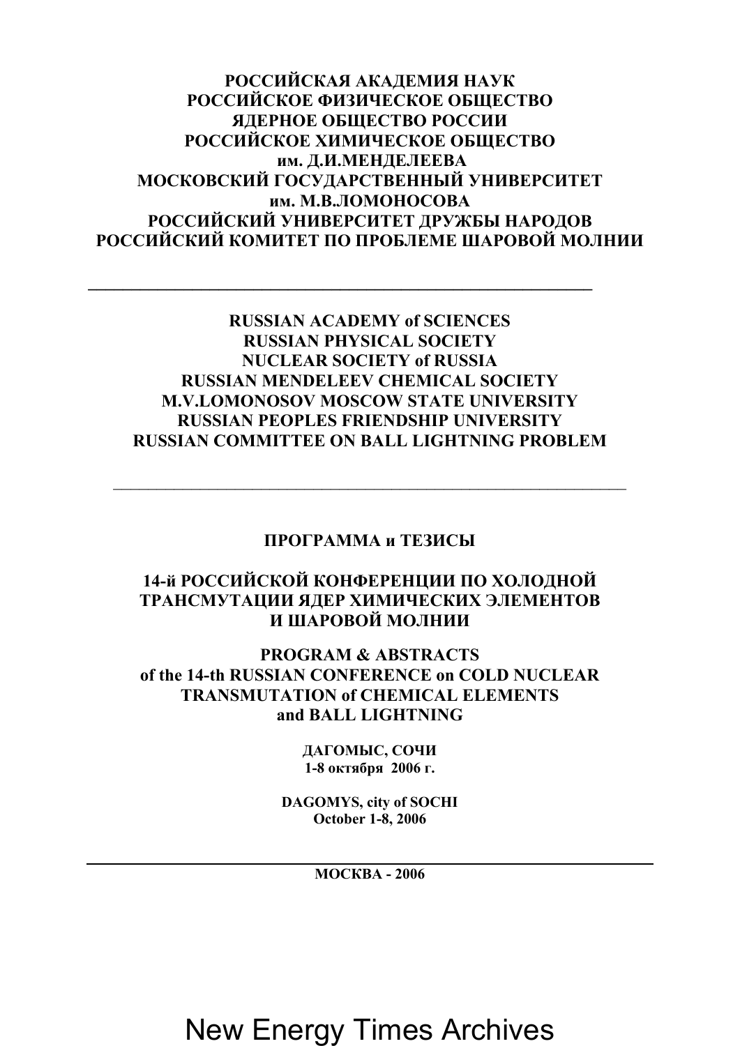**РОССИЙСКАЯ АКАДЕМИЯ НАУК**
**РОССИЙСКОЕ ФИЗИЧЕСКОЕ ОБЩЕСТВО**
**ЯДЕРНОЕ ОБЩЕСТВО РОССИИ**
**РОССИЙСКОЕ ХИМИЧЕСКОЕ ОБЩЕСТВО им. Д.И.МЕНДЕЛЕЕВА**
**МОСКОВСКИЙ ГОСУДАРСТВЕННЫЙ УНИВЕРСИТЕТ им. М.В.ЛОМОНОСОВА**
**РОССИЙСКИЙ УНИВЕРСИТЕТ ДРУЖБЫ НАРОДОВ**
**РОССИЙСКИЙ КОМИТЕТ ПО ПРОБЛЕМЕ ШАРОВОЙ МОЛНИИ**

---

**RUSSIAN ACADEMY of SCIENCES**
**RUSSIAN PHYSICAL SOCIETY**
**NUCLEAR SOCIETY of RUSSIA**
**RUSSIAN MENDELEEV CHEMICAL SOCIETY**
**M.V.LOMONOSOV MOSCOW STATE UNIVERSITY**
**RUSSIAN PEOPLES FRIENDSHIP UNIVERSITY**
**RUSSIAN COMMITTEE ON BALL LIGHTNING PROBLEM**

---

**ПРОГРАММА и ТЕЗИСЫ**

# 14-й РОССИЙСКОЙ КОНФЕРЕНЦИИ ПО ХОЛОДНОЙ ТРАНСМУТАЦИИ ЯДЕР ХИМИЧЕСКИХ ЭЛЕМЕНТОВ И ШАРОВОЙ МОЛНИИ

**PROGRAM & ABSTRACTS**

# of the 14-th RUSSIAN CONFERENCE on COLD NUCLEAR TRANSMUTATION of CHEMICAL ELEMENTS and BALL LIGHTNING

**ДАГОМЫС, СОЧИ**
**1-8 октября 2006 г.**

**DAGOMYS, city of SOCHI**
**October 1-8, 2006**

---

**МОСКВА - 2006**

New Energy Times Archives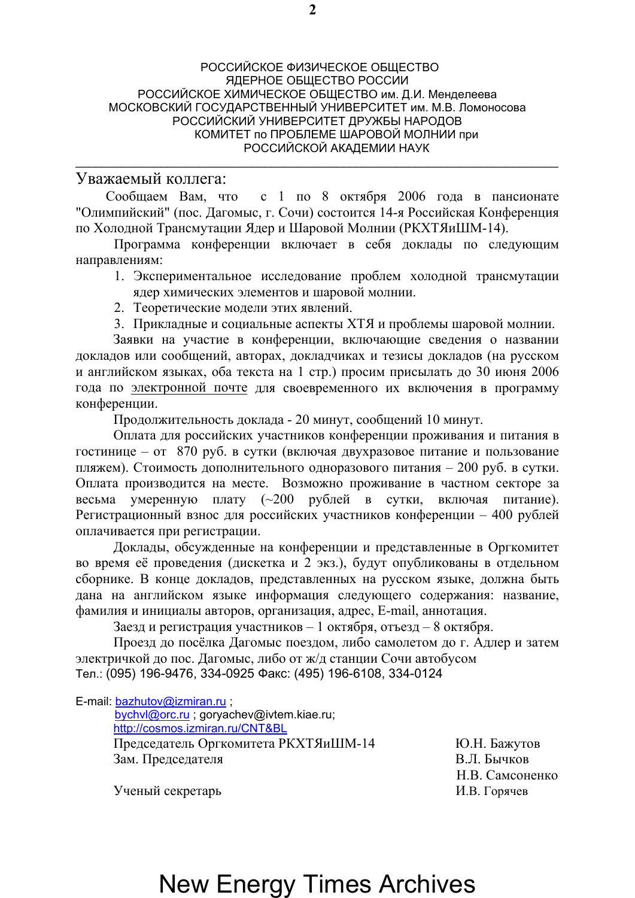РОССИЙСКОЕ ФИЗИЧЕСКОЕ ОБЩЕСТВО
ЯДЕРНОЕ ОБЩЕСТВО РОССИИ
РОССИЙСКОЕ ХИМИЧЕСКОЕ ОБЩЕСТВО им. Д.И. Менделеева
МОСКОВСКИЙ ГОСУДАРСТВЕННЫЙ УНИВЕРСИТЕТ им. М.В. Ломоносова
РОССИЙСКИЙ УНИВЕРСИТЕТ ДРУЖБЫ НАРОДОВ
КОМИТЕТ по ПРОБЛЕМЕ ШАРОВОЙ МОЛНИИ при
РОССИЙСКОЙ АКАДЕМИИ НАУК

---

Уважаемый коллега:

Сообщаем Вам, что с 1 по 8 октября 2006 года в пансионате "Олимпийский" (пос. Дагомыс, г. Сочи) состоится 14-я Российская Конференция по Холодной Трансмутации Ядер и Шаровой Молнии (РКХТЯиШМ-14).

Программа конференции включает в себя доклады по следующим направлениям:

1. Экспериментальное исследование проблем холодной трансмутации ядер химических элементов и шаровой молнии.
2. Теоретические модели этих явлений.
3. Прикладные и социальные аспекты ХТЯ и проблемы шаровой молнии.

Заявки на участие в конференции, включающие сведения о названии докладов или сообщений, авторах, докладчиках и тезисы докладов (на русском и английском языках, оба текста на 1 стр.) просим присылать до 30 июня 2006 года по электронной почте для своевременного их включения в программу конференции.

Продолжительность доклада - 20 минут, сообщений 10 минут.

Оплата для российских участников конференции проживания и питания в гостинице – от 870 руб. в сутки (включая двухразовое питание и пользование пляжем). Стоимость дополнительного одноразового питания – 200 руб. в сутки. Оплата производится на месте. Возможно проживание в частном секторе за весьма умеренную плату (~200 рублей в сутки, включая питание). Регистрационный взнос для российских участников конференции – 400 рублей оплачивается при регистрации.

Доклады, обсужденные на конференции и представленные в Оргкомитет во время её проведения (дискетка и 2 экз.), будут опубликованы в отдельном сборнике. В конце докладов, представленных на русском языке, должна быть дана на английском языке информация следующего содержания: название, фамилия и инициалы авторов, организация, адрес, E-mail, аннотация.

Заезд и регистрация участников – 1 октября, отъезд – 8 октября.

Проезд до посёлка Дагомыс поездом, либо самолетом до г. Адлер и затем электричкой до пос. Дагомыс, либо от ж/д станции Сочи автобусом
Тел.: (095) 196-9476, 334-0925 Факс: (495) 196-6108, 334-0124

E-mail: bazhutov@izmiran.ru ;
bychvl@orc.ru ; goryachev@ivtem.kiae.ru;
http://cosmos.izmiran.ru/CNT&BL

Председатель Оргкомитета РКХТЯиШМ-14 — Ю.Н. Бажутов
Зам. Председателя — В.Л. Бычков, Н.В. Самсоненко
Ученый секретарь — И.В. Горячев

New Energy Times Archives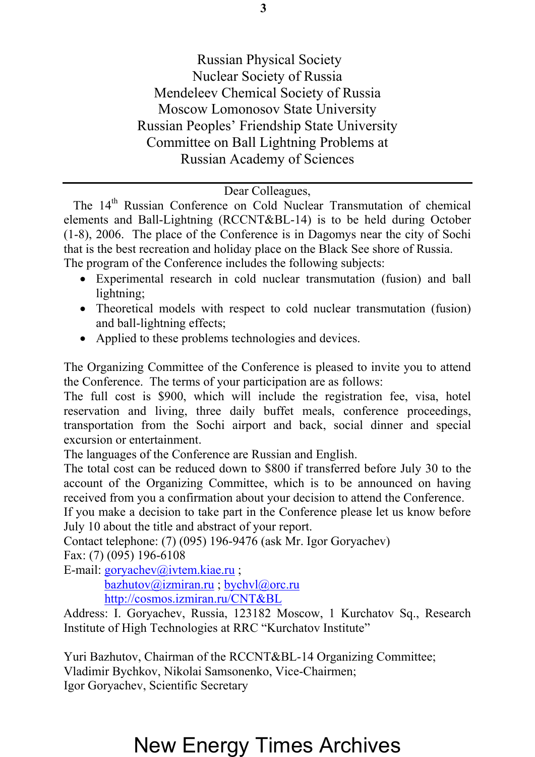Russian Physical Society
Nuclear Society of Russia
Mendeleev Chemical Society of Russia
Moscow Lomonosov State University
Russian Peoples' Friendship State University
Committee on Ball Lightning Problems at
Russian Academy of Sciences

---

Dear Colleagues,

The 14th Russian Conference on Cold Nuclear Transmutation of chemical elements and Ball-Lightning (RCCNT&BL-14) is to be held during October (1-8), 2006. The place of the Conference is in Dagomys near the city of Sochi that is the best recreation and holiday place on the Black See shore of Russia.

The program of the Conference includes the following subjects:

- Experimental research in cold nuclear transmutation (fusion) and ball lightning;
- Theoretical models with respect to cold nuclear transmutation (fusion) and ball-lightning effects;
- Applied to these problems technologies and devices.

The Organizing Committee of the Conference is pleased to invite you to attend the Conference. The terms of your participation are as follows:

The full cost is $900, which will include the registration fee, visa, hotel reservation and living, three daily buffet meals, conference proceedings, transportation from the Sochi airport and back, social dinner and special excursion or entertainment.

The languages of the Conference are Russian and English.

The total cost can be reduced down to $800 if transferred before July 30 to the account of the Organizing Committee, which is to be announced on having received from you a confirmation about your decision to attend the Conference.

If you make a decision to take part in the Conference please let us know before July 10 about the title and abstract of your report.

Contact telephone: (7) (095) 196-9476 (ask Mr. Igor Goryachev)
Fax: (7) (095) 196-6108
E-mail: goryachev@ivtem.kiae.ru ;
bazhutov@izmiran.ru ; bychvl@orc.ru
http://cosmos.izmiran.ru/CNT&BL

Address: I. Goryachev, Russia, 123182 Moscow, 1 Kurchatov Sq., Research Institute of High Technologies at RRC "Kurchatov Institute"

Yuri Bazhutov, Chairman of the RCCNT&BL-14 Organizing Committee;
Vladimir Bychkov, Nikolai Samsonenko, Vice-Chairmen;
Igor Goryachev, Scientific Secretary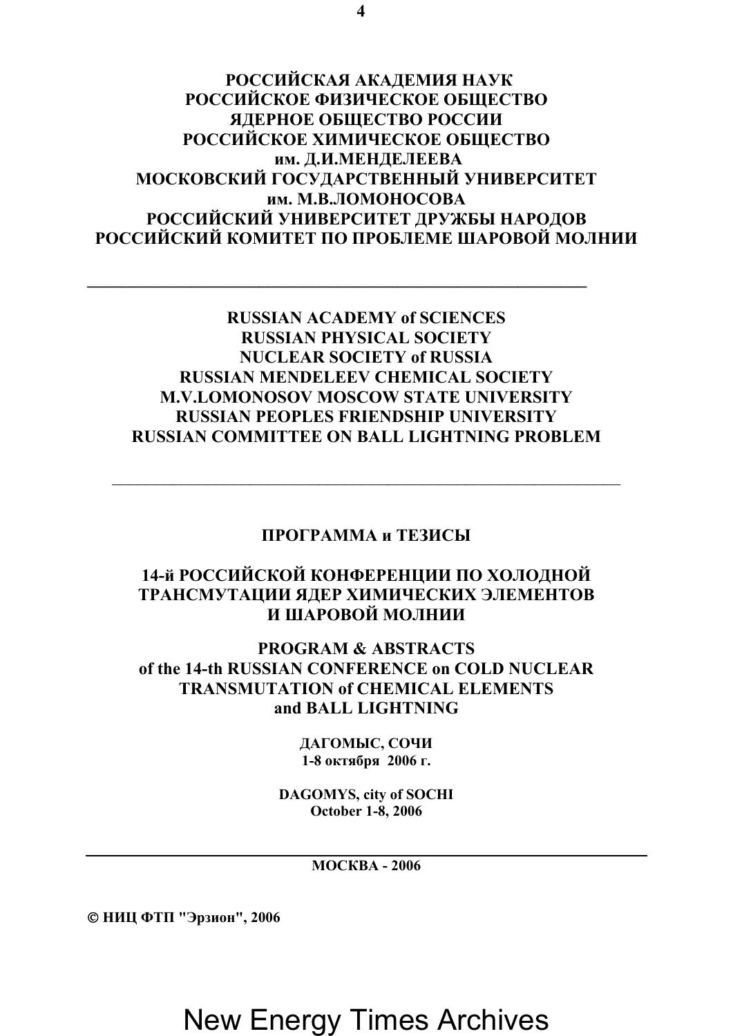**РОССИЙСКАЯ АКАДЕМИЯ НАУК**
**РОССИЙСКОЕ ФИЗИЧЕСКОЕ ОБЩЕСТВО**
**ЯДЕРНОЕ ОБЩЕСТВО РОССИИ**
**РОССИЙСКОЕ ХИМИЧЕСКОЕ ОБЩЕСТВО им. Д.И.МЕНДЕЛЕЕВА**
**МОСКОВСКИЙ ГОСУДАРСТВЕННЫЙ УНИВЕРСИТЕТ им. М.В.ЛОМОНОСОВА**
**РОССИЙСКИЙ УНИВЕРСИТЕТ ДРУЖБЫ НАРОДОВ**
**РОССИЙСКИЙ КОМИТЕТ ПО ПРОБЛЕМЕ ШАРОВОЙ МОЛНИИ**

---

**RUSSIAN ACADEMY of SCIENCES**
**RUSSIAN PHYSICAL SOCIETY**
**NUCLEAR SOCIETY of RUSSIA**
**RUSSIAN MENDELEEV CHEMICAL SOCIETY**
**M.V.LOMONOSOV MOSCOW STATE UNIVERSITY**
**RUSSIAN PEOPLES FRIENDSHIP UNIVERSITY**
**RUSSIAN COMMITTEE ON BALL LIGHTNING PROBLEM**

---

# ПРОГРАММА и ТЕЗИСЫ

# 14-й РОССИЙСКОЙ КОНФЕРЕНЦИИ ПО ХОЛОДНОЙ ТРАНСМУТАЦИИ ЯДЕР ХИМИЧЕСКИХ ЭЛЕМЕНТОВ И ШАРОВОЙ МОЛНИИ

# PROGRAM & ABSTRACTS of the 14-th RUSSIAN CONFERENCE on COLD NUCLEAR TRANSMUTATION of CHEMICAL ELEMENTS and BALL LIGHTNING

**ДАГОМЫС, СОЧИ**
**1-8 октября 2006 г.**

**DAGOMYS, city of SOCHI**
**October 1-8, 2006**

---

**МОСКВА - 2006**

**© НИЦ ФТП "Эрзион", 2006**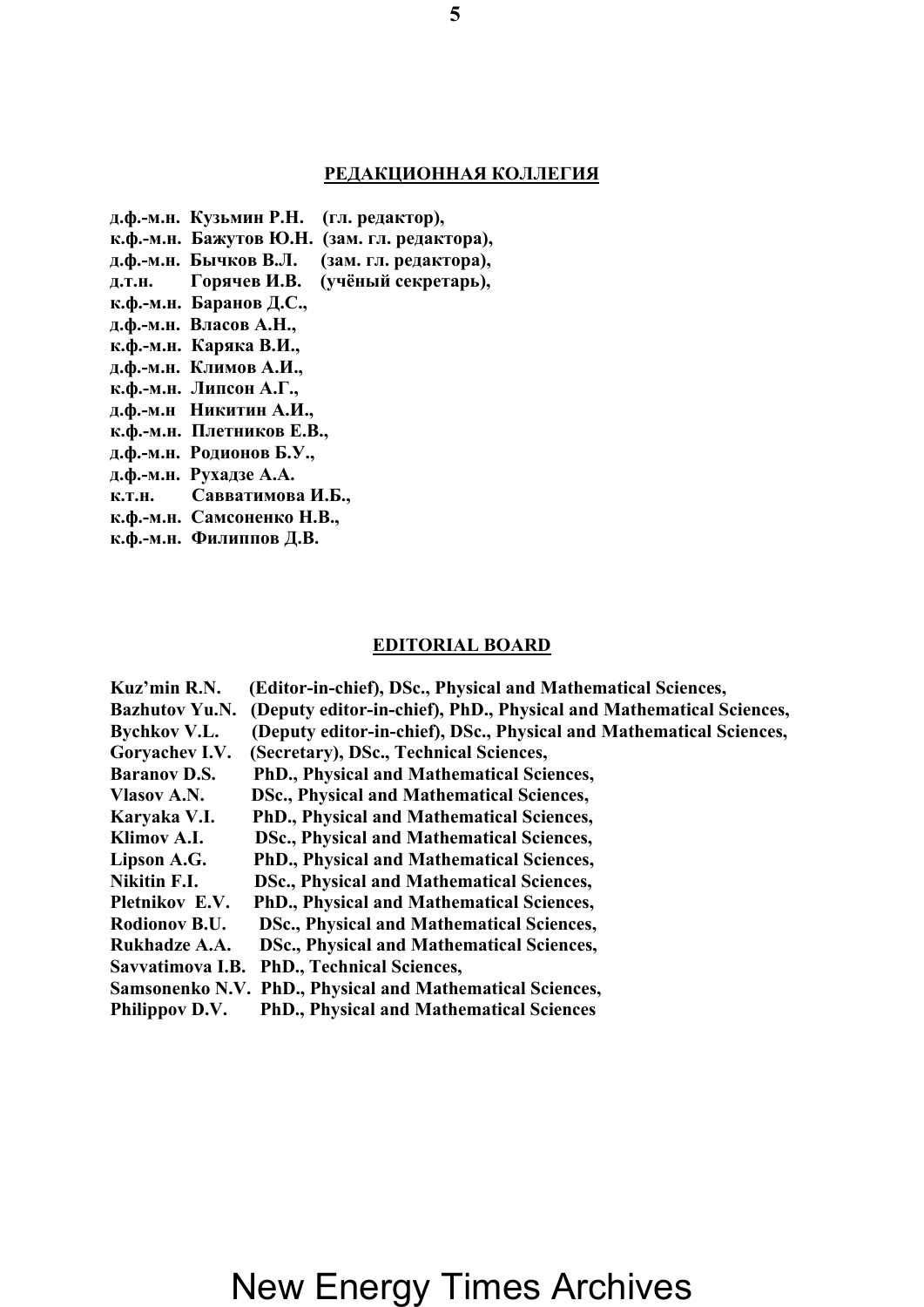## РЕДАКЦИОННАЯ КОЛЛЕГИЯ

**д.ф.-м.н. Кузьмин Р.Н. (гл. редактор),**
**к.ф.-м.н. Бажутов Ю.Н. (зам. гл. редактора),**
**д.ф.-м.н. Бычков В.Л. (зам. гл. редактора),**
**д.т.н. Горячев И.В. (учёный секретарь),**
**к.ф.-м.н. Баранов Д.С.,**
**д.ф.-м.н. Власов А.Н.,**
**к.ф.-м.н. Каряка В.И.,**
**д.ф.-м.н. Климов А.И.,**
**к.ф.-м.н. Липсон А.Г.,**
**д.ф.-м.н Никитин А.И.,**
**к.ф.-м.н. Плетников Е.В.,**
**д.ф.-м.н. Родионов Б.У.,**
**д.ф.-м.н. Рухадзе А.А.**
**к.т.н. Савватимова И.Б.,**
**к.ф.-м.н. Самсоненко Н.В.,**
**к.ф.-м.н. Филиппов Д.В.**

## EDITORIAL BOARD

**Kuz'min R.N. (Editor-in-chief), DSc., Physical and Mathematical Sciences,**
**Bazhutov Yu.N. (Deputy editor-in-chief), PhD., Physical and Mathematical Sciences,**
**Bychkov V.L. (Deputy editor-in-chief), DSc., Physical and Mathematical Sciences,**
**Goryachev I.V. (Secretary), DSc., Technical Sciences,**
**Baranov D.S. PhD., Physical and Mathematical Sciences,**
**Vlasov A.N. DSc., Physical and Mathematical Sciences,**
**Karyaka V.I. PhD., Physical and Mathematical Sciences,**
**Klimov A.I. DSc., Physical and Mathematical Sciences,**
**Lipson A.G. PhD., Physical and Mathematical Sciences,**
**Nikitin F.I. DSc., Physical and Mathematical Sciences,**
**Pletnikov E.V. PhD., Physical and Mathematical Sciences,**
**Rodionov B.U. DSc., Physical and Mathematical Sciences,**
**Rukhadze A.A. DSc., Physical and Mathematical Sciences,**
**Savvatimova I.B. PhD., Technical Sciences,**
**Samsonenko N.V. PhD., Physical and Mathematical Sciences,**
**Philippov D.V. PhD., Physical and Mathematical Sciences**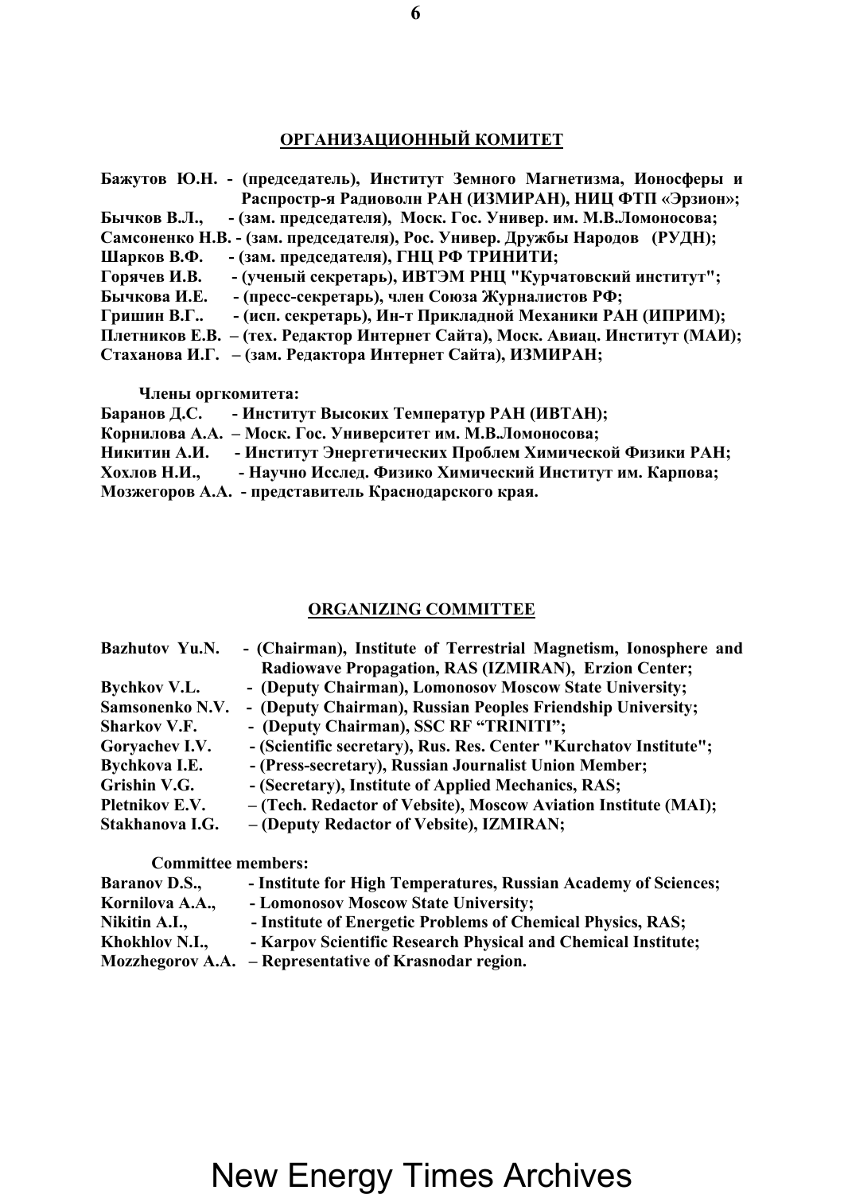## ОРГАНИЗАЦИОННЫЙ КОМИТЕТ

**Бажутов Ю.Н.** - (председатель), Институт Земного Магнетизма, Ионосферы и Распростр-я Радиоволн РАН (ИЗМИРАН), НИЦ ФТП «Эрзион»;
**Бычков В.Л.,** - (зам. председателя), Моск. Гос. Универ. им. М.В.Ломоносова;
**Самсоненко Н.В.** - (зам. председателя), Рос. Универ. Дружбы Народов (РУДН);
**Шарков В.Ф.** - (зам. председателя), ГНЦ РФ ТРИНИТИ;
**Горячев И.В.** - (ученый секретарь), ИВТЭМ РНЦ "Курчатовский институт";
**Бычкова И.Е.** - (пресс-секретарь), член Союза Журналистов РФ;
**Гришин В.Г..** - (исп. секретарь), Ин-т Прикладной Механики РАН (ИПРИМ);
**Плетников Е.В.** – (тех. Редактор Интернет Сайта), Моск. Авиац. Институт (МАИ);
**Стаханова И.Г.** – (зам. Редактора Интернет Сайта), ИЗМИРАН;

**Члены оргкомитета:**

**Баранов Д.С.** - Институт Высоких Температур РАН (ИВТАН);
**Корнилова А.А.** – Моск. Гос. Университет им. М.В.Ломоносова;
**Никитин А.И.** - Институт Энергетических Проблем Химической Физики РАН;
**Хохлов Н.И.,** - Научно Исслед. Физико Химический Институт им. Карпова;
**Мозжегоров А.А.** - представитель Краснодарского края.

## ORGANIZING COMMITTEE

**Bazhutov Yu.N.** - (Chairman), Institute of Terrestrial Magnetism, Ionosphere and Radiowave Propagation, RAS (IZMIRAN), Erzion Center;
**Bychkov V.L.** - (Deputy Chairman), Lomonosov Moscow State University;
**Samsonenko N.V.** - (Deputy Chairman), Russian Peoples Friendship University;
**Sharkov V.F.** - (Deputy Chairman), SSC RF "TRINITI";
**Goryachev I.V.** - (Scientific secretary), Rus. Res. Center "Kurchatov Institute";
**Bychkova I.E.** - (Press-secretary), Russian Journalist Union Member;
**Grishin V.G.** - (Secretary), Institute of Applied Mechanics, RAS;
**Pletnikov E.V.** – (Tech. Redactor of Vebsite), Moscow Aviation Institute (MAI);
**Stakhanova I.G.** – (Deputy Redactor of Vebsite), IZMIRAN;

**Committee members:**

**Baranov D.S.,** - Institute for High Temperatures, Russian Academy of Sciences;
**Kornilova A.A.,** - Lomonosov Moscow State University;
**Nikitin A.I.,** - Institute of Energetic Problems of Chemical Physics, RAS;
**Khokhlov N.I.,** - Karpov Scientific Research Physical and Chemical Institute;
**Mozzhegorov A.A.** – Representative of Krasnodar region.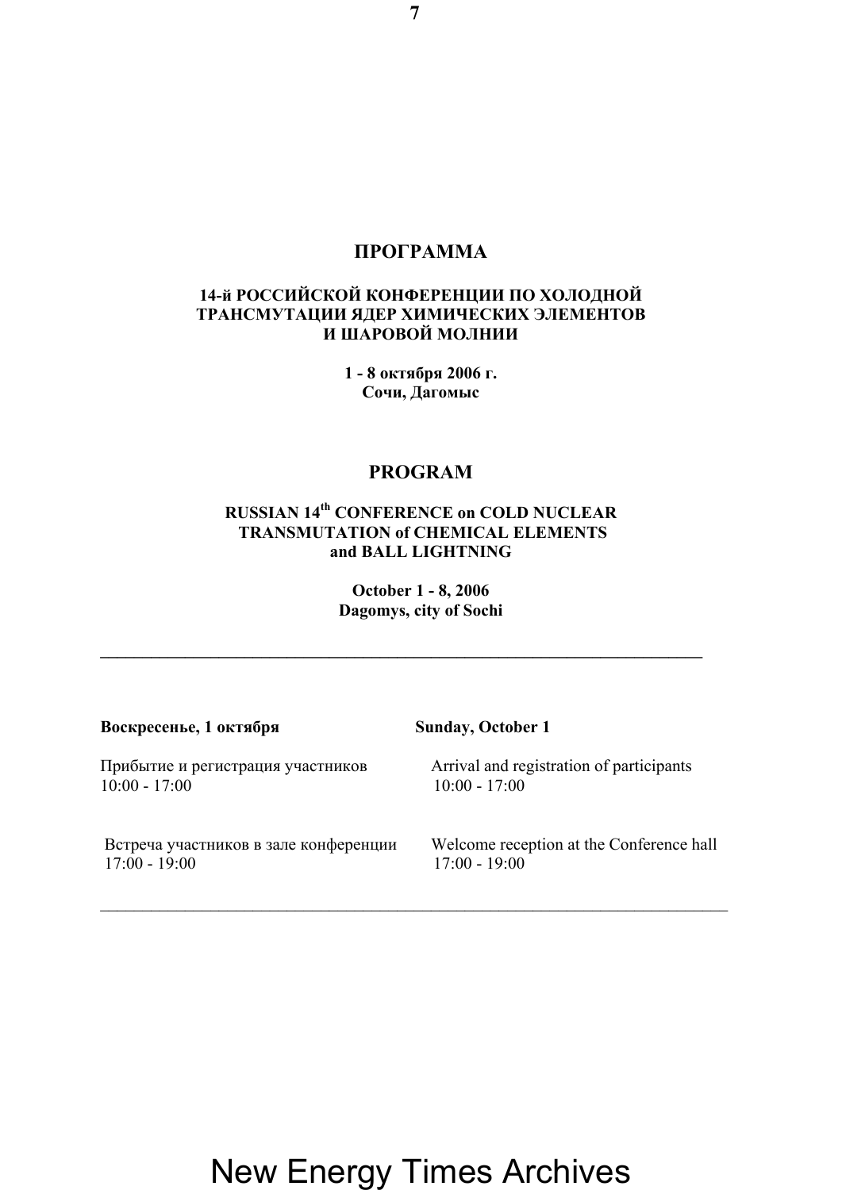# ПРОГРАММА

## 14-й РОССИЙСКОЙ КОНФЕРЕНЦИИ ПО ХОЛОДНОЙ ТРАНСМУТАЦИИ ЯДЕР ХИМИЧЕСКИХ ЭЛЕМЕНТОВ И ШАРОВОЙ МОЛНИИ

**1 - 8 октября 2006 г.**
**Сочи, Дагомыс**

# PROGRAM

## RUSSIAN 14th CONFERENCE on COLD NUCLEAR TRANSMUTATION of CHEMICAL ELEMENTS and BALL LIGHTNING

**October 1 - 8, 2006**
**Dagomys, city of Sochi**

---

| **Воскресенье, 1 октября** | **Sunday, October 1** |
|---|---|
| Прибытие и регистрация участников 10:00 - 17:00 | Arrival and registration of participants 10:00 - 17:00 |
| Встреча участников в зале конференции 17:00 - 19:00 | Welcome reception at the Conference hall 17:00 - 19:00 |

---

New Energy Times Archives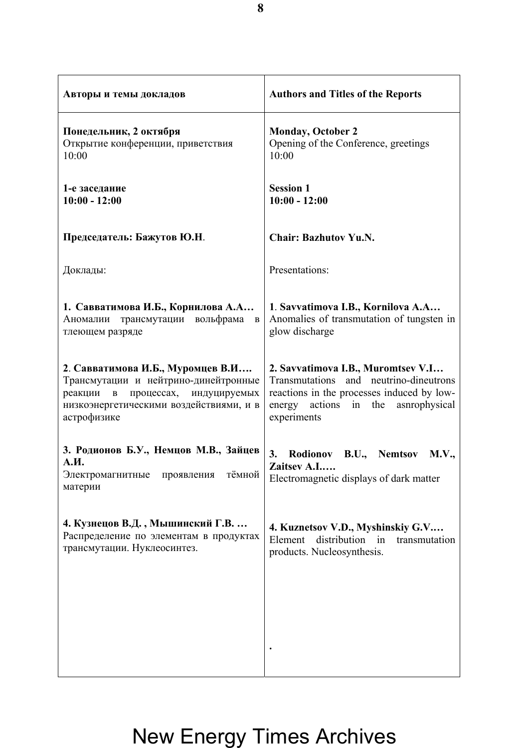| Авторы и темы докладов | Authors and Titles of the Reports |
| --- | --- |
| **Понедельник, 2 октября**<br>Открытие конференции, приветствия<br>10:00 | **Monday, October 2**<br>Opening of the Conference, greetings<br>10:00 |
| **1-е заседание**<br>**10:00 - 12:00** | **Session 1**<br>**10:00 - 12:00** |
| **Председатель: Бажутов Ю.Н**. | **Chair: Bazhutov Yu.N.** |
| Доклады: | Presentations: |
| **1. Савватимова И.Б., Корнилова А.А…**<br>Аномалии трансмутации вольфрама в тлеющем разряде | **1**. **Savvatimova I.B., Kornilova A.A…**<br>Anomalies of transmutation of tungsten in glow discharge |
| **2**. **Савватимова И.Б., Муромцев В.И….**<br>Трансмутации и нейтрино-динейтронные реакции в процессах, индуцируемых низкоэнергетическими воздействиями, и в астрофизике | **2. Savvatimova I.B., Muromtsev V.I…**<br>Transmutations and neutrino-dineutrons reactions in the processes induced by low-energy actions in the asnrophysical experiments |
| **3. Родионов Б.У., Немцов М.В., Зайцев А.И.**<br>Электромагнитные проявления тёмной материи | **3. Rodionov B.U., Nemtsov M.V., Zaitsev A.I.….**<br>Electromagnetic displays of dark matter |
| **4. Кузнецов В.Д. , Мышинский Г.В. …**<br>Распределение по элементам в продуктах трансмутации. Нуклеосинтез. | **4. Kuznetsov V.D., Myshinskiy G.V.…**<br>Element distribution in transmutation products. Nucleosynthesis.<br><br>. |

New Energy Times Archives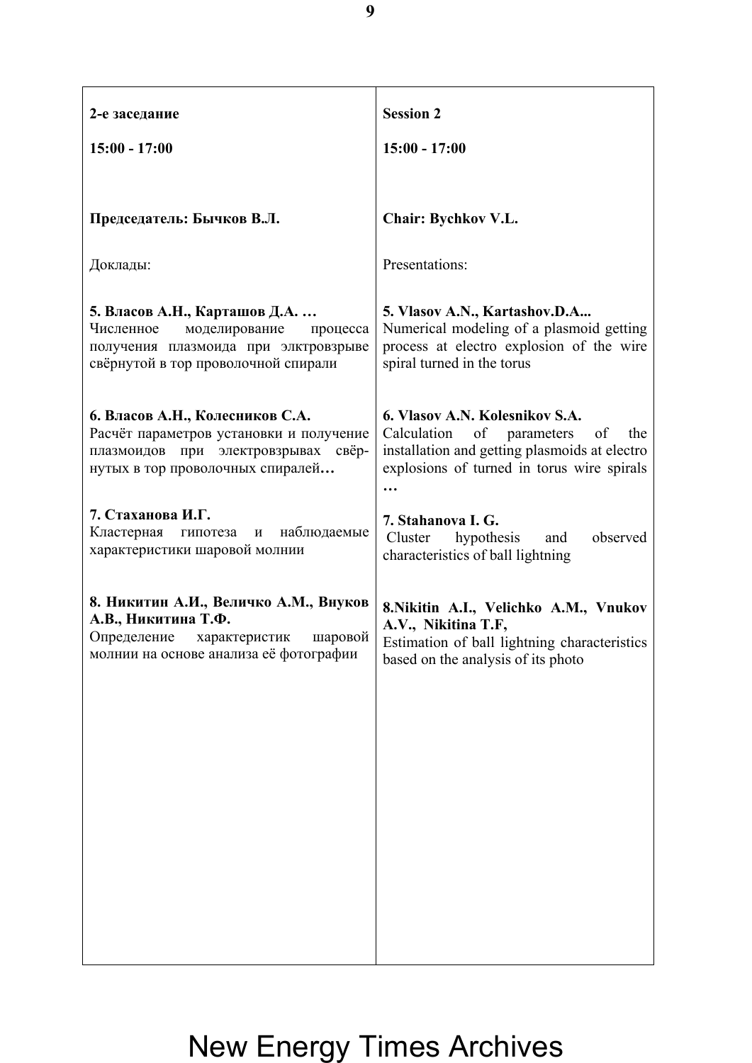| 2-е заседание | Session 2 |
|---|---|
| **15:00 - 17:00** | **15:00 - 17:00** |
| **Председатель: Бычков В.Л.** | **Chair: Bychkov V.L.** |
| Доклады: | Presentations: |
| **5. Власов А.Н., Карташов Д.А. …** Численное моделирование процесса получения плазмоида при элктровзрыве свёрнутой в тор проволочной спирали | **5. Vlasov A.N., Kartashov.D.A...** Numerical modeling of a plasmoid getting process at electro explosion of the wire spiral turned in the torus |
| **6. Власов А.Н., Колесников С.А.** Расчёт параметров установки и получение плазмоидов при электровзрывах свёр-нутых в тор проволочных спиралей**…** | **6. Vlasov A.N. Kolesnikov S.A.** Calculation of parameters of the installation and getting plasmoids at electro explosions of turned in torus wire spirals **…** |
| **7. Стаханова И.Г.** Кластерная гипотеза и наблюдаемые характеристики шаровой молнии | **7. Stahanova I. G.** Cluster hypothesis and observed characteristics of ball lightning |
| **8. Никитин А.И., Величко А.М., Внуков А.В., Никитина Т.Ф.** Определение характеристик шаровой молнии на основе анализа её фотографии | **8.Nikitin A.I., Velichko A.M., Vnukov A.V., Nikitina T.F,** Estimation of ball lightning characteristics based on the analysis of its photo |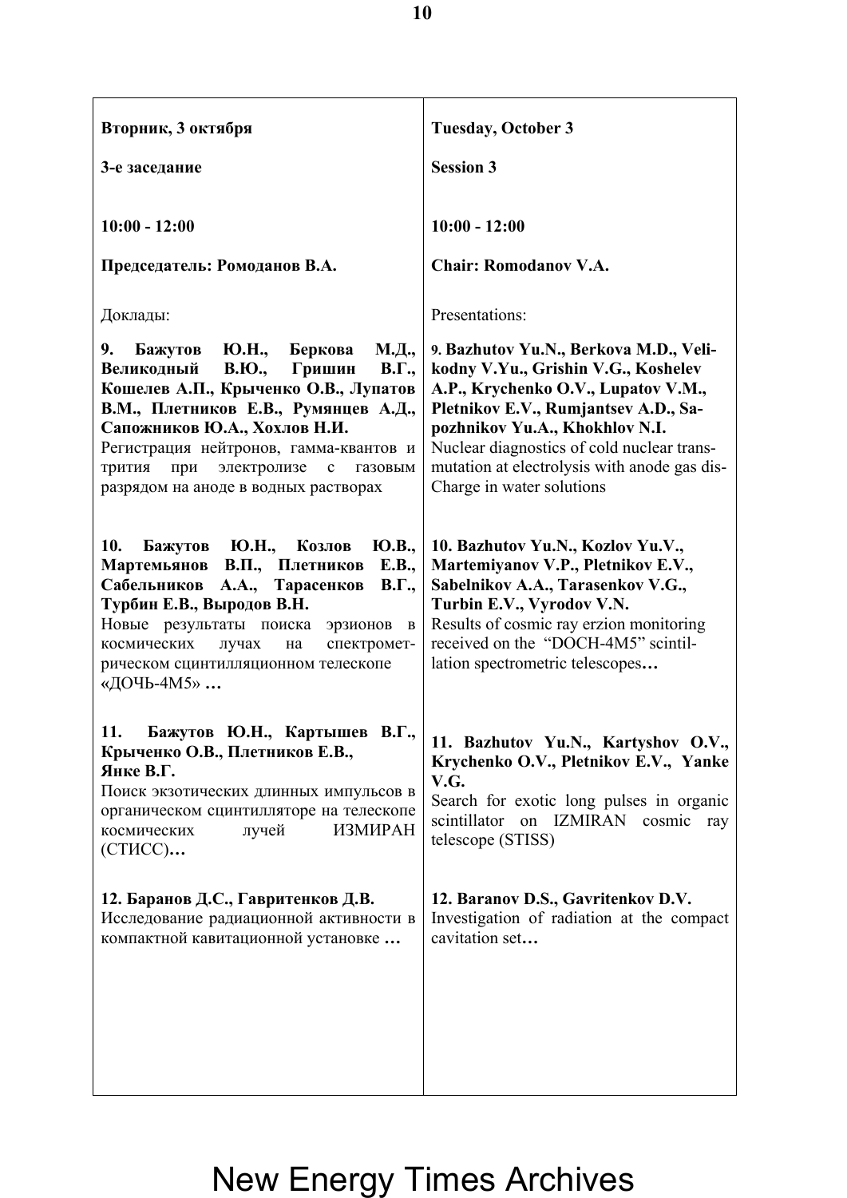| **Вторник, 3 октября** | **Tuesday, October 3** |
| --- | --- |
| **3-е заседание** | **Session 3** |
| **10:00 - 12:00** | **10:00 - 12:00** |
| **Председатель: Ромоданов В.А.** | **Chair: Romodanov V.A.** |
| Доклады: | Presentations: |
| **9. Бажутов Ю.Н., Беркова М.Д., Великодный В.Ю., Гришин В.Г., Кошелев А.П., Крыченко О.В., Лупатов В.М., Плетников Е.В., Румянцев А.Д., Сапожников Ю.А., Хохлов Н.И.** Регистрация нейтронов, гамма-квантов и трития при электролизе с газовым разрядом на аноде в водных растворах | **9. Bazhutov Yu.N., Berkova M.D., Velikodny V.Yu., Grishin V.G., Koshelev A.P., Krychenko O.V., Lupatov V.M., Pletnikov E.V., Rumjantsev A.D., Sapozhnikov Yu.A., Khokhlov N.I.** Nuclear diagnostics of cold nuclear transmutation at electrolysis with anode gas dis-Charge in water solutions |
| **10. Бажутов Ю.Н., Козлов Ю.В., Мартемьянов В.П., Плетников Е.В., Сабельников А.А., Тарасенков В.Г., Турбин Е.В., Выродов В.Н.** Новые результаты поиска эрзионов в космических лучах на спектрометрическом сцинтилляционном телескопе «ДОЧЬ-4М5» **…** | **10. Bazhutov Yu.N., Kozlov Yu.V., Martemiyanov V.P., Pletnikov E.V., Sabelnikov A.A., Tarasenkov V.G., Turbin E.V., Vyrodov V.N.** Results of cosmic ray erzion monitoring received on the "DOCH-4M5" scintillation spectrometric telescopes**…** |
| **11. Бажутов Ю.Н., Картышев В.Г., Крыченко О.В., Плетников Е.В., Янке В.Г.** Поиск экзотических длинных импульсов в органическом сцинтилляторе на телескопе космических лучей ИЗМИРАН (СТИСС)**…** | **11. Bazhutov Yu.N., Kartyshov O.V., Krychenko O.V., Pletnikov E.V., Yanke V.G.** Search for exotic long pulses in organic scintillator on IZMIRAN cosmic ray telescope (STISS) |
| **12. Баранов Д.С., Гавритенков Д.В.** Исследование радиационной активности в компактной кавитационной установке **…** | **12. Baranov D.S., Gavritenkov D.V.** Investigation of radiation at the compact cavitation set**…** |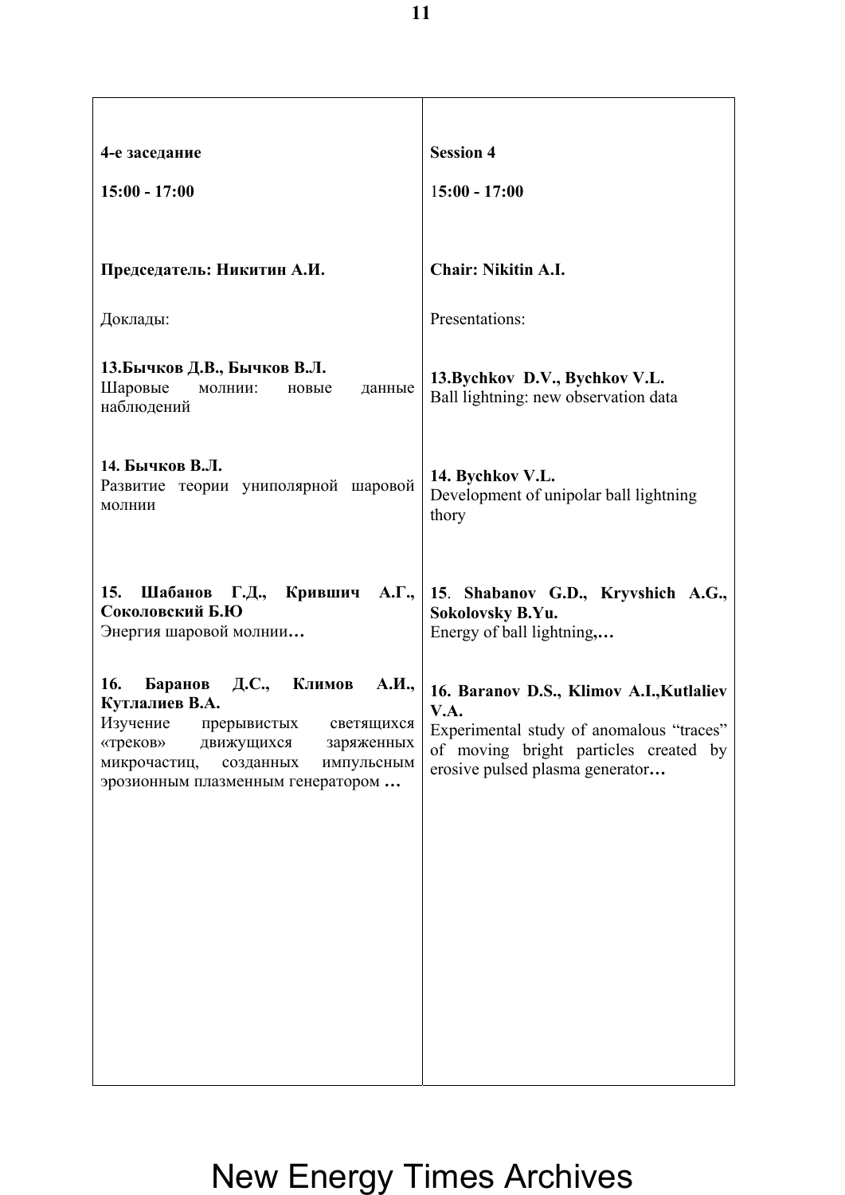| **4-е заседание** | **Session 4** |
|---|---|
| **15:00 - 17:00** | **15:00 - 17:00** |
| **Председатель: Никитин А.И.** | **Chair: Nikitin A.I.** |
| Доклады: | Presentations: |
| **13.Бычков Д.В., Бычков В.Л.** Шаровые молнии: новые данные наблюдений | **13.Bychkov D.V., Bychkov V.L.** Ball lightning: new observation data |
| **14. Бычков В.Л.** Развитие теории униполярной шаровой молнии | **14. Bychkov V.L.** Development of unipolar ball lightning thory |
| **15. Шабанов Г.Д., Крившич А.Г., Соколовский Б.Ю** Энергия шаровой молнии**…** | **15**. **Shabanov G.D., Kryvshich A.G., Sokolovsky B.Yu.** Energy of ball lightning**,…** |
| **16. Баранов Д.С., Климов А.И., Кутлалиев В.А.** Изучение прерывистых светящихся «треков» движущихся заряженных микрочастиц, созданных импульсным эрозионным плазменным генератором **…** | **16. Baranov D.S., Klimov A.I.,Kutlaliev V.A.** Experimental study of anomalous “traces” of moving bright particles created by erosive pulsed plasma generator**…** |

New Energy Times Archives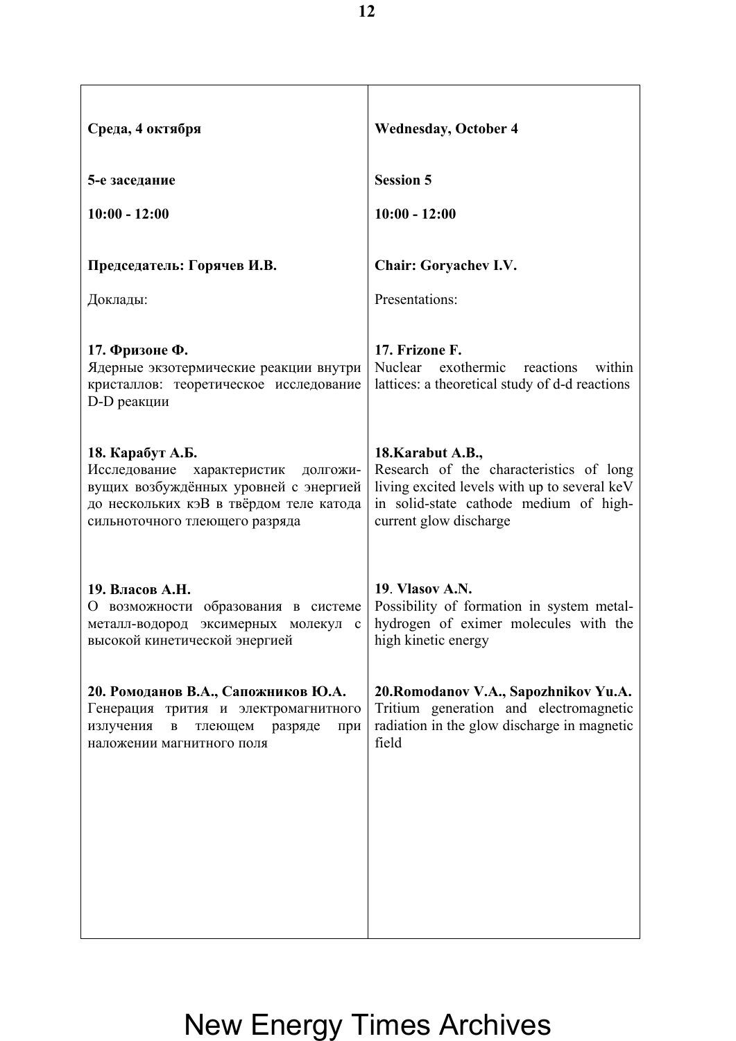| **Среда, 4 октября** | **Wednesday, October 4** |
|---|---|
| **5-е заседание** | **Session 5** |
| **10:00 - 12:00** | **10:00 - 12:00** |
| **Председатель: Горячев И.В.** | **Chair: Goryachev I.V.** |
| Доклады: | Presentations: |
| **17. Фризоне Ф.** Ядерные экзотермические реакции внутри кристаллов: теоретическое исследование D-D реакции | **17. Frizone F.** Nuclear exothermic reactions within lattices: a theoretical study of d-d reactions |
| **18. Карабут А.Б.** Исследование характеристик долгоживущих возбуждённых уровней с энергией до нескольких кэВ в твёрдом теле катода сильноточного тлеющего разряда | **18.Karabut A.B.,** Research of the characteristics of long living excited levels with up to several keV in solid-state cathode medium of high-current glow discharge |
| **19. Власов А.Н.** О возможности образования в системе металл-водород эксимерных молекул с высокой кинетической энергией | **19. Vlasov A.N.** Possibility of formation in system metal-hydrogen of eximer molecules with the high kinetic energy |
| **20. Ромоданов В.А., Сапожников Ю.А.** Генерация трития и электромагнитного излучения в тлеющем разряде при наложении магнитного поля | **20.Romodanov V.A., Sapozhnikov Yu.A.** Tritium generation and electromagnetic radiation in the glow discharge in magnetic field |

New Energy Times Archives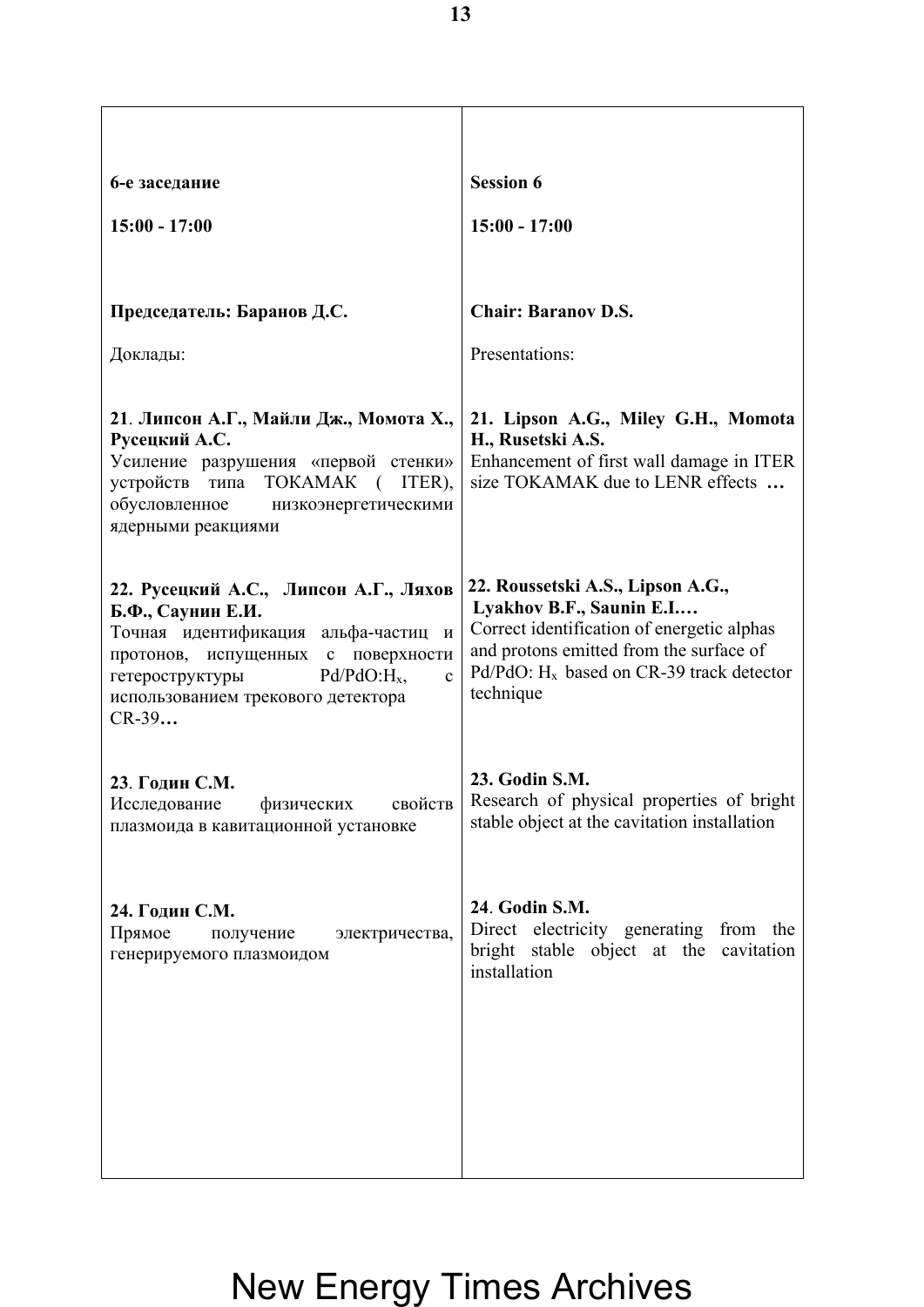| **6-е заседание** | **Session 6** |
|---|---|
| **15:00 - 17:00** | **15:00 - 17:00** |
| **Председатель: Баранов Д.С.** | **Chair: Baranov D.S.** |
| Доклады: | Presentations: |
| **21. Липсон А.Г., Майли Дж., Момота Х., Русецкий А.С.** Усиление разрушения «первой стенки» устройств типа ТОКАМАК ( ITER), обусловленное низкоэнергетическими ядерными реакциями | **21. Lipson A.G., Miley G.H., Momota H., Rusetski A.S.** Enhancement of first wall damage in ITER size TOKAMAK due to LENR effects **…** |
| **22. Русецкий А.С., Липсон А.Г., Ляхов Б.Ф., Саунин Е.И.** Точная идентификация альфа-частиц и протонов, испущенных с поверхности гетероструктуры Pd/PdO:$H_x$, с использованием трекового детектора CR-39**…** | **22. Roussetski A.S., Lipson A.G., Lyakhov B.F., Saunin E.I.…** Correct identification of energetic alphas and protons emitted from the surface of Pd/PdO: $H_x$ based on CR-39 track detector technique |
| **23. Годин С.М.** Исследование физических свойств плазмоида в кавитационной установке | **23. Godin S.M.** Research of physical properties of bright stable object at the cavitation installation |
| **24. Годин С.М.** Прямое получение электричества, генерируемого плазмоидом | **24. Godin S.M.** Direct electricity generating from the bright stable object at the cavitation installation |

New Energy Times Archives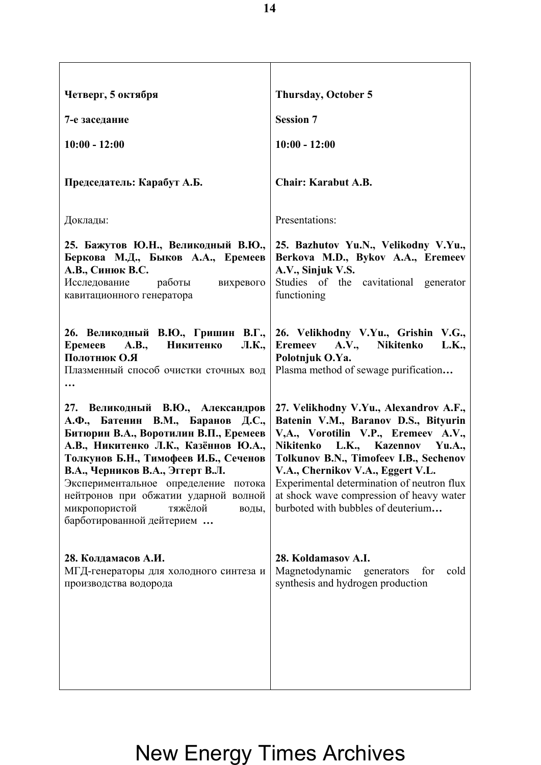| Четверг, 5 октября | Thursday, October 5 |
|---|---|
| **7-е заседание** | **Session 7** |
| **10:00 - 12:00** | **10:00 - 12:00** |
| **Председатель: Карабут А.Б.** | **Chair: Karabut A.B.** |
| Доклады: | Presentations: |
| **25. Бажутов Ю.Н., Великодный В.Ю., Беркова М.Д., Быков А.А., Еремеев А.В., Синюк В.С.** Исследование работы вихревого кавитационного генератора | **25. Bazhutov Yu.N., Velikodny V.Yu., Berkova M.D., Bykov A.A., Eremeev A.V., Sinjuk V.S.** Studies of the cavitational generator functioning |
| **26. Великодный В.Ю., Гришин В.Г., Еремеев А.В., Никитенко Л.К., Полотнюк О.Я** Плазменный способ очистки сточных вод **…** | **26. Velikhodny V.Yu., Grishin V.G., Eremeev A.V., Nikitenko L.K., Polotnjuk O.Ya.** Plasma method of sewage purification**…** |
| **27. Великодный В.Ю., Александров А.Ф., Батенин В.М., Баранов Д.С., Битюрин В.А., Воротилин В.П., Еремеев А.В., Никитенко Л.К., Казённов Ю.А., Толкунов Б.Н., Тимофеев И.Б., Сеченов В.А., Черников В.А., Эггерт В.Л.** Экспериментальное определение потока нейтронов при обжатии ударной волной микропористой тяжёлой воды, барботированной дейтерием **…** | **27. Velikhodny V.Yu., Alexandrov A.F., Batenin V.M., Baranov D.S., Bityurin V,A., Vorotilin V.P., Eremeev A.V., Nikitenko L.K., Kazennov Yu.A., Tolkunov B.N., Timofeev I.B., Sechenov V.A., Chernikov V.A., Eggert V.L.** Experimental determination of neutron flux at shock wave compression of heavy water burboted with bubbles of deuterium**…** |
| **28. Колдамасов А.И.** МГД-генераторы для холодного синтеза и производства водорода | **28. Koldamasov A.I.** Magnetodynamic generators for cold synthesis and hydrogen production |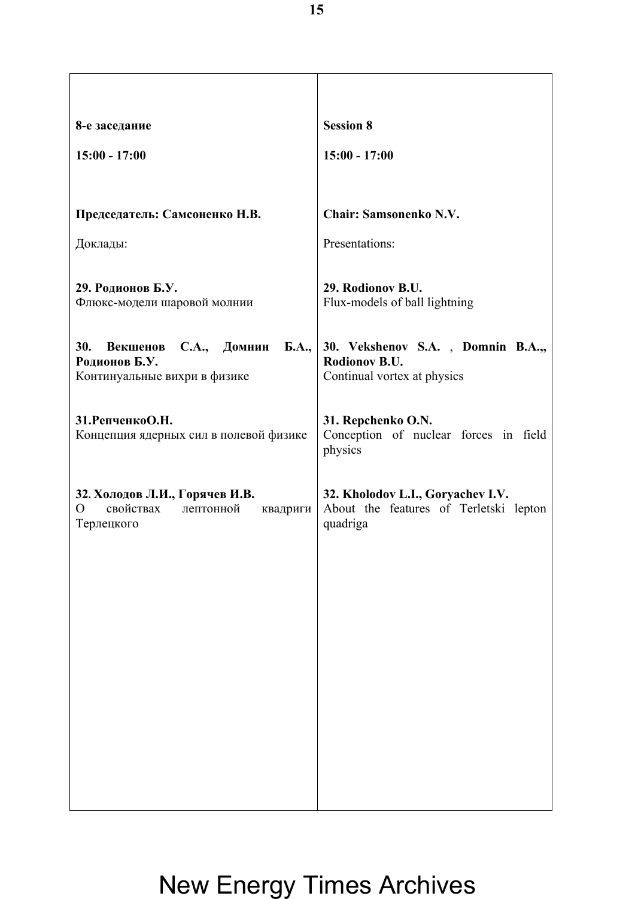**8-е заседание**

**15:00 - 17:00**

**Председатель: Самсоненко Н.В.**

Доклады:

**29. Родионов Б.У.**
Флюкс-модели шаровой молнии

**30. Векшенов С.А., Домнин Б.А., Родионов Б.У.**
Континуальные вихри в физике

**31.РепченкоО.Н.**
Концепция ядерных сил в полевой физике

**32. Холодов Л.И., Горячев И.В.**
О свойствах лептонной квадриги Терлецкого

**Session 8**

**15:00 - 17:00**

**Chair: Samsonenko N.V.**

Presentations:

**29. Rodionov B.U.**
Flux-models of ball lightning

**30. Vekshenov S.A. , Domnin B.A.,, Rodionov B.U.**
Continual vortex at physics

**31. Repchenko O.N.**
Conception of nuclear forces in field physics

**32. Kholodov L.I., Goryachev I.V.**
About the features of Terletski lepton quadriga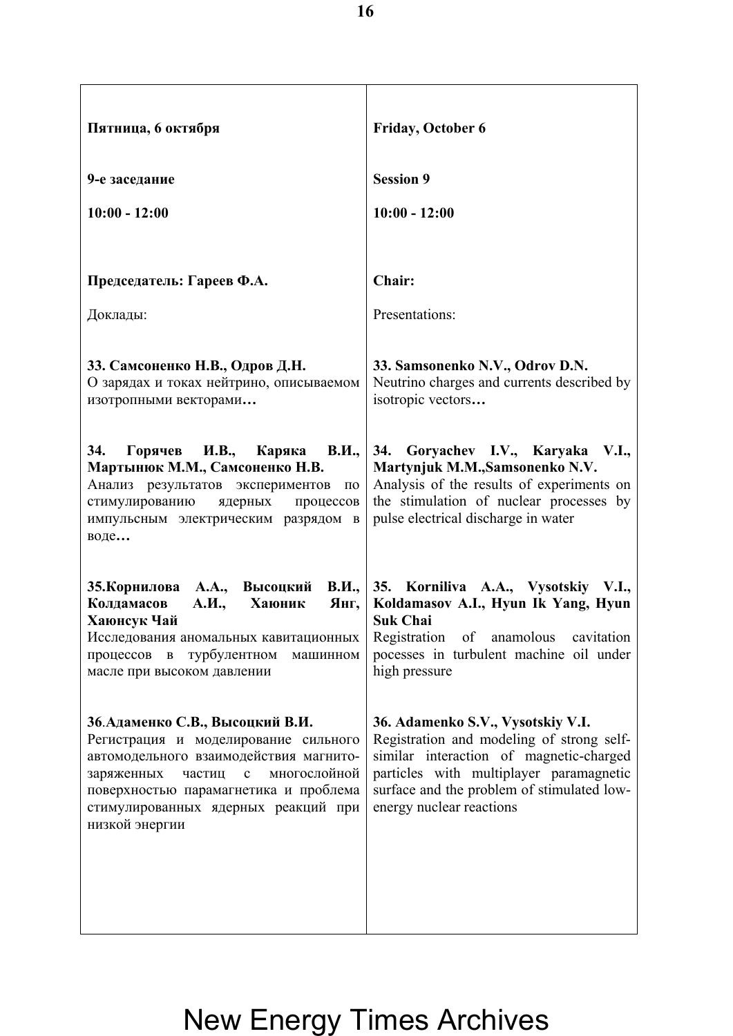| **Пятница, 6 октября** | **Friday, October 6** |
|---|---|
| **9-е заседание** | **Session 9** |
| **10:00 - 12:00** | **10:00 - 12:00** |
| **Председатель: Гареев Ф.А.** | **Chair:** |
| Доклады: | Presentations: |
| **33. Самсоненко Н.В., Одров Д.Н.** О зарядах и токах нейтрино, описываемом изотропными векторами**…** | **33. Samsonenko N.V., Odrov D.N.** Neutrino charges and currents described by isotropic vectors**…** |
| **34. Горячев И.В., Каряка В.И., Мартынюк М.М., Самсоненко Н.В.** Анализ результатов экспериментов по стимулированию ядерных процессов импульсным электрическим разрядом в воде**…** | **34. Goryachev I.V., Karyaka V.I., Martynjuk M.M.,Samsonenko N.V.** Analysis of the results of experiments on the stimulation of nuclear processes by pulse electrical discharge in water |
| **35.Корнилова А.А., Высоцкий В.И., Колдамасов А.И., Хаюник Янг, Хаюнсук Чай** Исследования аномальных кавитационных процессов в турбулентном машинном масле при высоком давлении | **35. Korniliva A.A., Vysotskiy V.I., Koldamasov A.I., Hyun Ik Yang, Hyun Suk Chai** Registration of anamolous cavitation pocesses in turbulent machine oil under high pressure |
| **36.Адаменко С.В., Высоцкий В.И.** Регистрация и моделирование сильного автомодельного взаимодействия магнито-заряженных частиц с многослойной поверхностью парамагнетика и проблема стимулированных ядерных реакций при низкой энергии | **36. Adamenko S.V., Vysotskiy V.I.** Registration and modeling of strong self-similar interaction of magnetic-charged particles with multiplayer paramagnetic surface and the problem of stimulated low-energy nuclear reactions |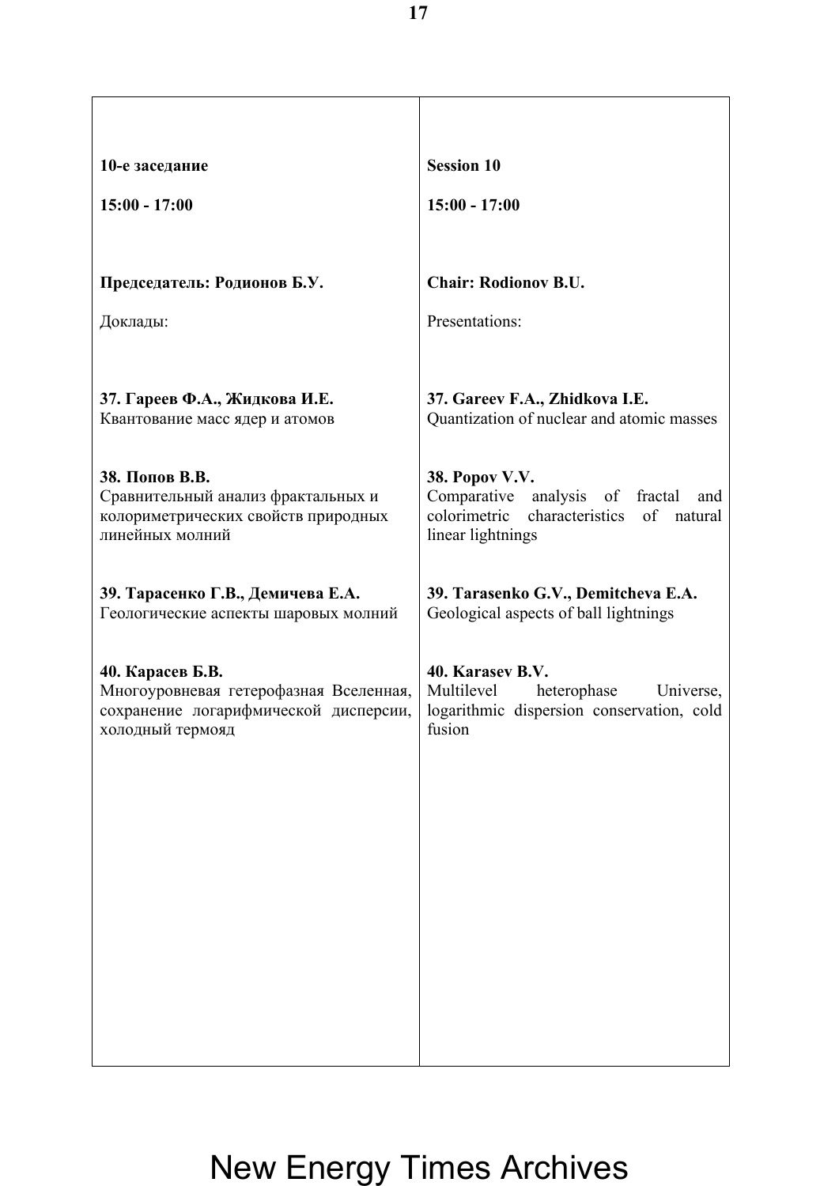| 10-е заседание | Session 10 |
| --- | --- |
| **15:00 - 17:00** | **15:00 - 17:00** |
| **Председатель: Родионов Б.У.** | **Chair: Rodionov B.U.** |
| Доклады: | Presentations: |
| **37. Гареев Ф.А., Жидкова И.Е.**<br>Квантование масс ядер и атомов | **37. Gareev F.A., Zhidkova I.E.**<br>Quantization of nuclear and atomic masses |
| **38. Попов В.В.**<br>Сравнительный анализ фрактальных и колориметрических свойств природных линейных молний | **38. Popov V.V.**<br>Comparative analysis of fractal and colorimetric characteristics of natural linear lightnings |
| **39. Тарасенко Г.В., Демичева Е.А.**<br>Геологические аспекты шаровых молний | **39. Tarasenko G.V., Demitcheva E.A.**<br>Geological aspects of ball lightnings |
| **40. Карасев Б.В.**<br>Многоуровневая гетерофазная Вселенная, сохранение логарифмической дисперсии, холодный термояд | **40. Karasev B.V.**<br>Multilevel heterophase Universe, logarithmic dispersion conservation, cold fusion |

New Energy Times Archives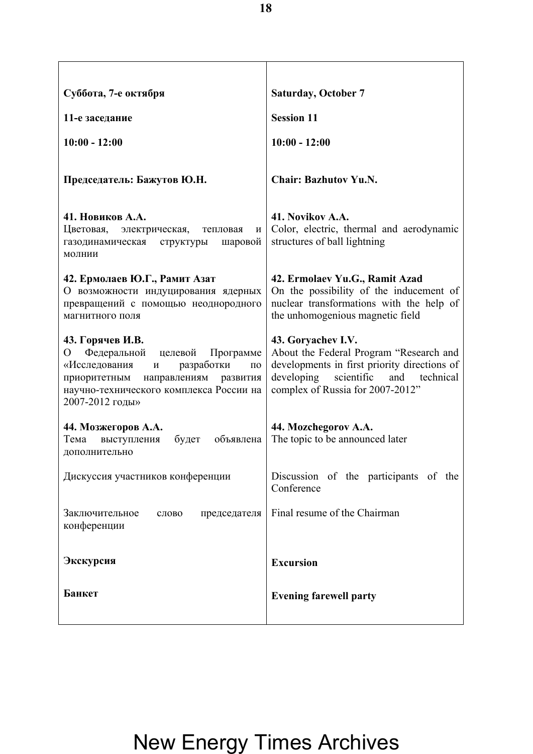| **Суббота, 7-е октября** | **Saturday, October 7** |
|---|---|
| **11-е заседание** | **Session 11** |
| **10:00 - 12:00** | **10:00 - 12:00** |
| **Председатель: Бажутов Ю.Н.** | **Chair: Bazhutov Yu.N.** |
| **41. Новиков А.А.** Цветовая, электрическая, тепловая и газодинамическая структуры шаровой молнии | **41. Novikov A.A.** Color, electric, thermal and aerodynamic structures of ball lightning |
| **42. Ермолаев Ю.Г., Рамит Азат** О возможности индуцирования ядерных превращений с помощью неоднородного магнитного поля | **42. Ermolaev Yu.G., Ramit Azad** On the possibility of the inducement of nuclear transformations with the help of the unhomogenious magnetic field |
| **43. Горячев И.В.** О Федеральной целевой Программе «Исследования и разработки по приоритетным направлениям развития научно-технического комплекса России на 2007-2012 годы» | **43. Goryachev I.V.** About the Federal Program "Research and developments in first priority directions of developing scientific and technical complex of Russia for 2007-2012" |
| **44. Мозжегоров А.А.** Тема выступления будет объявлена дополнительно | **44. Mozchegorov A.A.** The topic to be announced later |
| Дискуссия участников конференции | Discussion of the participants of the Conference |
| Заключительное слово председателя конференции | Final resume of the Chairman |
| **Экскурсия** | **Excursion** |
| **Банкет** | **Evening farewell party** |

New Energy Times Archives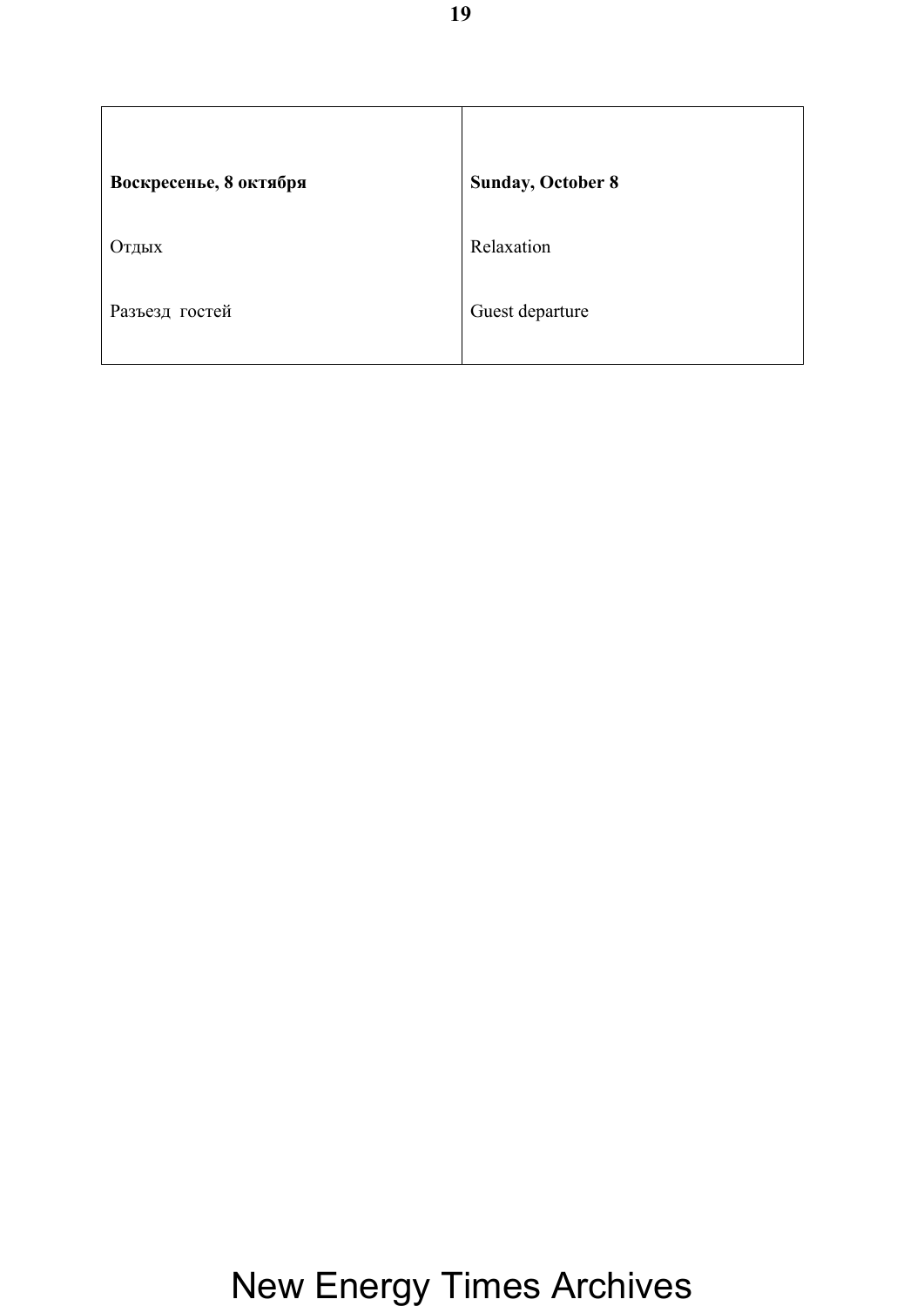| | |
|---|---|
| **Воскресенье, 8 октября** | **Sunday, October 8** |
| Отдых | Relaxation |
| Разъезд гостей | Guest departure |

New Energy Times Archives